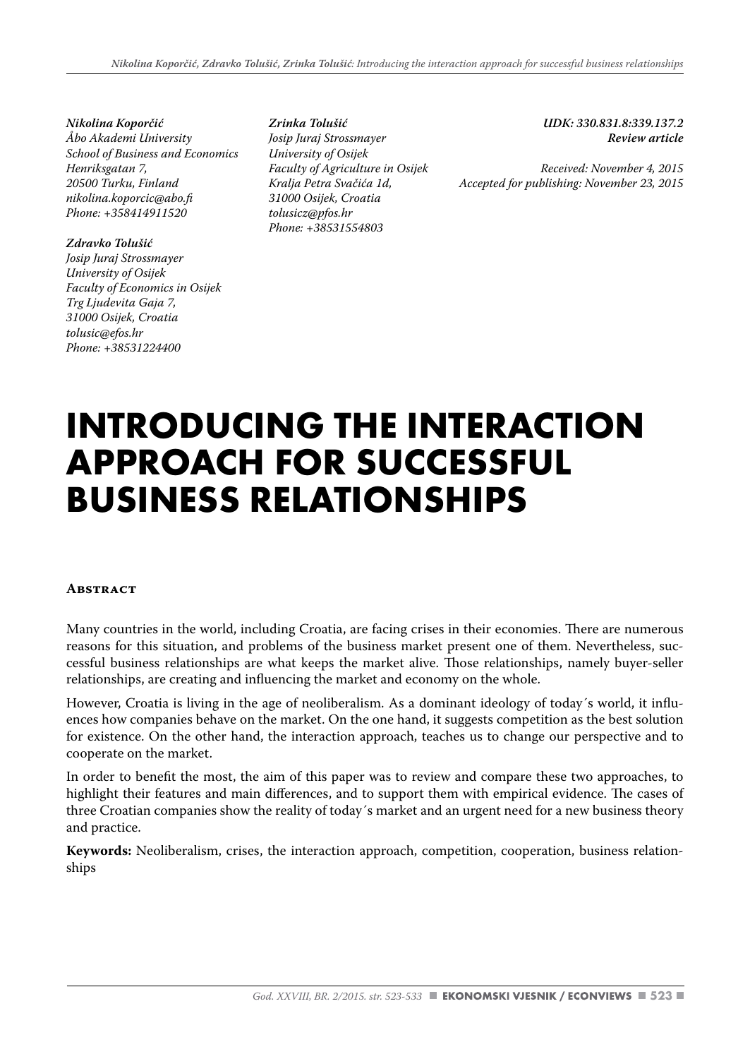*Nikolina Koporčić*
*Åbo Akademi University*
*School of Business and Economics*
*Henriksgatan 7,*
*20500 Turku, Finland*
*nikolina.koporcic@abo.fi*
*Phone: +358414911520*

*Zdravko Tolušić*
*Josip Juraj Strossmayer*
*University of Osijek*
*Faculty of Economics in Osijek*
*Trg Ljudevita Gaja 7,*
*31000 Osijek, Croatia*
*tolusic@efos.hr*
*Phone: +38531224400*

*Zrinka Tolušić*
*Josip Juraj Strossmayer*
*University of Osijek*
*Faculty of Agriculture in Osijek*
*Kralja Petra Svačića 1d,*
*31000 Osijek, Croatia*
*tolusicz@pfos.hr*
*Phone: +38531554803*

***UDK: 330.831.8:339.137.2***
***Review article***

*Received: November 4, 2015*
*Accepted for publishing: November 23, 2015*

# INTRODUCING THE INTERACTION APPROACH FOR SUCCESSFUL BUSINESS RELATIONSHIPS

## Abstract

Many countries in the world, including Croatia, are facing crises in their economies. There are numerous reasons for this situation, and problems of the business market present one of them. Nevertheless, successful business relationships are what keeps the market alive. Those relationships, namely buyer-seller relationships, are creating and influencing the market and economy on the whole.

However, Croatia is living in the age of neoliberalism. As a dominant ideology of today´s world, it influences how companies behave on the market. On the one hand, it suggests competition as the best solution for existence. On the other hand, the interaction approach, teaches us to change our perspective and to cooperate on the market.

In order to benefit the most, the aim of this paper was to review and compare these two approaches, to highlight their features and main differences, and to support them with empirical evidence. The cases of three Croatian companies show the reality of today´s market and an urgent need for a new business theory and practice.

**Keywords:** Neoliberalism, crises, the interaction approach, competition, cooperation, business relationships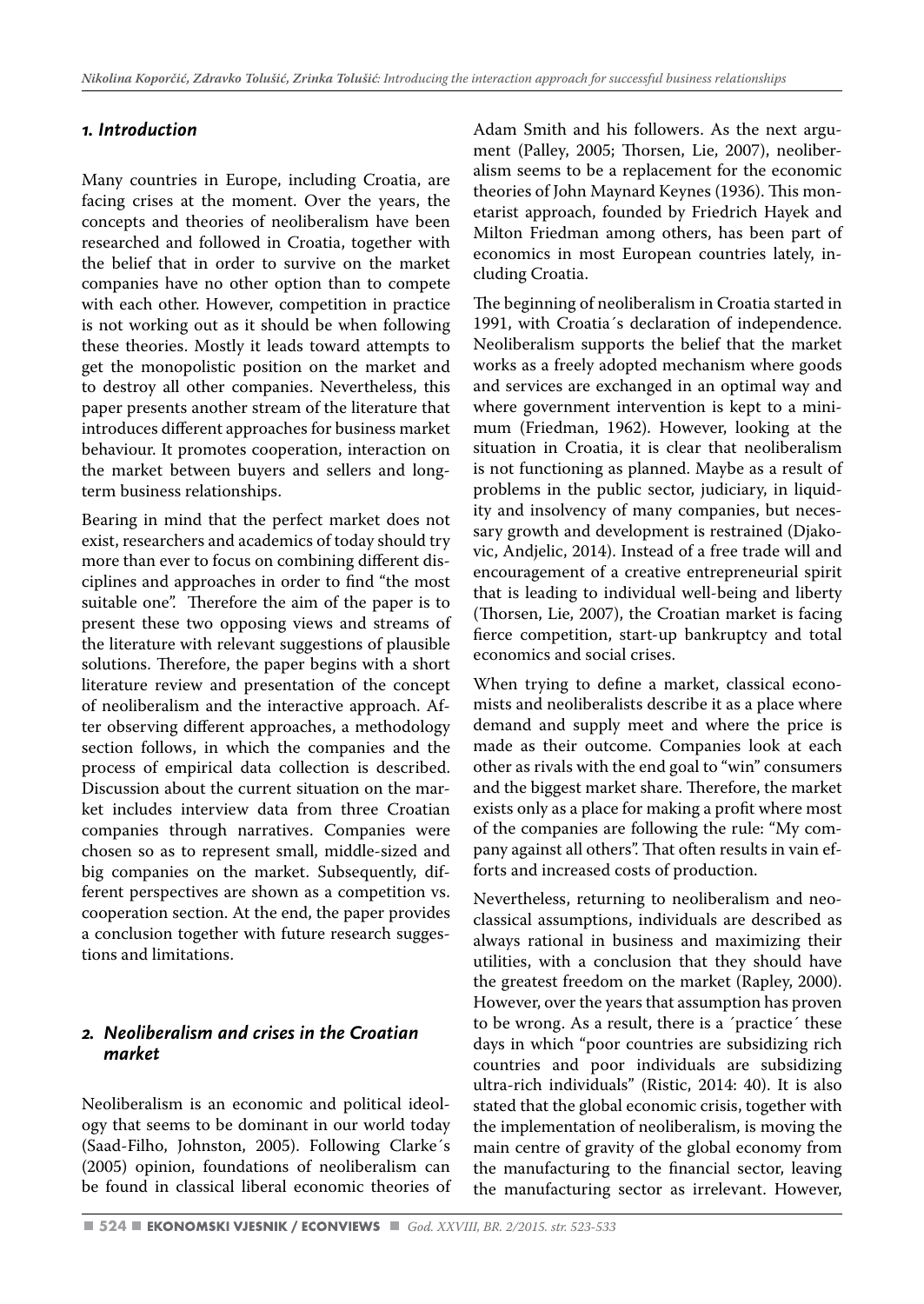## 1. Introduction

Many countries in Europe, including Croatia, are facing crises at the moment. Over the years, the concepts and theories of neoliberalism have been researched and followed in Croatia, together with the belief that in order to survive on the market companies have no other option than to compete with each other. However, competition in practice is not working out as it should be when following these theories. Mostly it leads toward attempts to get the monopolistic position on the market and to destroy all other companies. Nevertheless, this paper presents another stream of the literature that introduces different approaches for business market behaviour. It promotes cooperation, interaction on the market between buyers and sellers and long-term business relationships.

Bearing in mind that the perfect market does not exist, researchers and academics of today should try more than ever to focus on combining different disciplines and approaches in order to find "the most suitable one". Therefore the aim of the paper is to present these two opposing views and streams of the literature with relevant suggestions of plausible solutions. Therefore, the paper begins with a short literature review and presentation of the concept of neoliberalism and the interactive approach. After observing different approaches, a methodology section follows, in which the companies and the process of empirical data collection is described. Discussion about the current situation on the market includes interview data from three Croatian companies through narratives. Companies were chosen so as to represent small, middle-sized and big companies on the market. Subsequently, different perspectives are shown as a competition vs. cooperation section. At the end, the paper provides a conclusion together with future research suggestions and limitations.

## 2. Neoliberalism and crises in the Croatian market

Neoliberalism is an economic and political ideology that seems to be dominant in our world today (Saad-Filho, Johnston, 2005). Following Clarke´s (2005) opinion, foundations of neoliberalism can be found in classical liberal economic theories of Adam Smith and his followers. As the next argument (Palley, 2005; Thorsen, Lie, 2007), neoliberalism seems to be a replacement for the economic theories of John Maynard Keynes (1936). This monetarist approach, founded by Friedrich Hayek and Milton Friedman among others, has been part of economics in most European countries lately, including Croatia.

The beginning of neoliberalism in Croatia started in 1991, with Croatia´s declaration of independence. Neoliberalism supports the belief that the market works as a freely adopted mechanism where goods and services are exchanged in an optimal way and where government intervention is kept to a minimum (Friedman, 1962). However, looking at the situation in Croatia, it is clear that neoliberalism is not functioning as planned. Maybe as a result of problems in the public sector, judiciary, in liquidity and insolvency of many companies, but necessary growth and development is restrained (Djakovic, Andjelic, 2014). Instead of a free trade will and encouragement of a creative entrepreneurial spirit that is leading to individual well-being and liberty (Thorsen, Lie, 2007), the Croatian market is facing fierce competition, start-up bankruptcy and total economics and social crises.

When trying to define a market, classical economists and neoliberalists describe it as a place where demand and supply meet and where the price is made as their outcome. Companies look at each other as rivals with the end goal to "win" consumers and the biggest market share. Therefore, the market exists only as a place for making a profit where most of the companies are following the rule: "My company against all others". That often results in vain efforts and increased costs of production.

Nevertheless, returning to neoliberalism and neoclassical assumptions, individuals are described as always rational in business and maximizing their utilities, with a conclusion that they should have the greatest freedom on the market (Rapley, 2000). However, over the years that assumption has proven to be wrong. As a result, there is a ´practice´ these days in which "poor countries are subsidizing rich countries and poor individuals are subsidizing ultra-rich individuals" (Ristic, 2014: 40). It is also stated that the global economic crisis, together with the implementation of neoliberalism, is moving the main centre of gravity of the global economy from the manufacturing to the financial sector, leaving the manufacturing sector as irrelevant. However,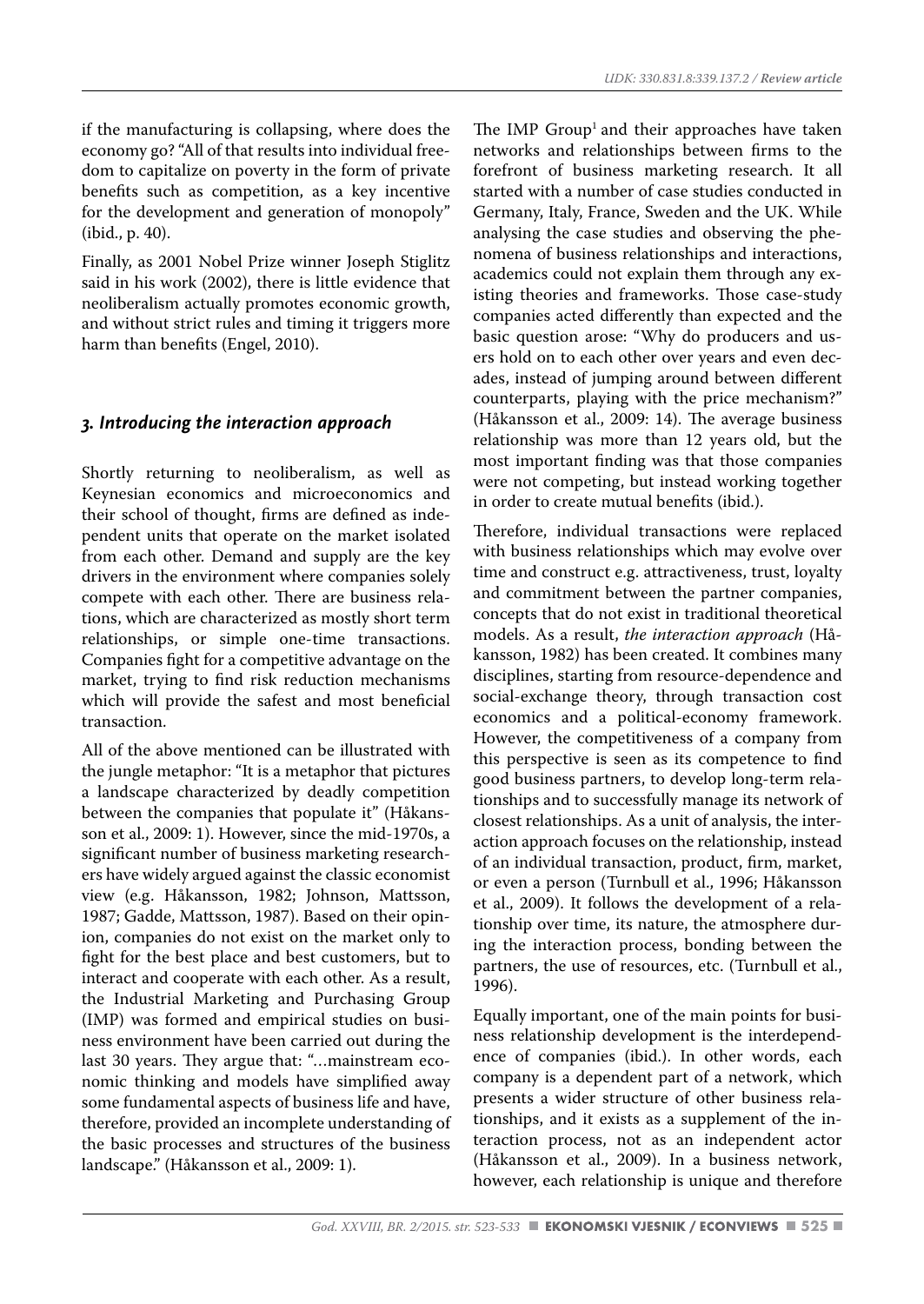if the manufacturing is collapsing, where does the economy go? "All of that results into individual freedom to capitalize on poverty in the form of private benefits such as competition, as a key incentive for the development and generation of monopoly" (ibid., p. 40).

Finally, as 2001 Nobel Prize winner Joseph Stiglitz said in his work (2002), there is little evidence that neoliberalism actually promotes economic growth, and without strict rules and timing it triggers more harm than benefits (Engel, 2010).

### 3. Introducing the interaction approach

Shortly returning to neoliberalism, as well as Keynesian economics and microeconomics and their school of thought, firms are defined as independent units that operate on the market isolated from each other. Demand and supply are the key drivers in the environment where companies solely compete with each other. There are business relations, which are characterized as mostly short term relationships, or simple one-time transactions. Companies fight for a competitive advantage on the market, trying to find risk reduction mechanisms which will provide the safest and most beneficial transaction.

All of the above mentioned can be illustrated with the jungle metaphor: "It is a metaphor that pictures a landscape characterized by deadly competition between the companies that populate it" (Håkansson et al., 2009: 1). However, since the mid-1970s, a significant number of business marketing researchers have widely argued against the classic economist view (e.g. Håkansson, 1982; Johnson, Mattsson, 1987; Gadde, Mattsson, 1987). Based on their opinion, companies do not exist on the market only to fight for the best place and best customers, but to interact and cooperate with each other. As a result, the Industrial Marketing and Purchasing Group (IMP) was formed and empirical studies on business environment have been carried out during the last 30 years. They argue that: "…mainstream economic thinking and models have simplified away some fundamental aspects of business life and have, therefore, provided an incomplete understanding of the basic processes and structures of the business landscape." (Håkansson et al., 2009: 1).

The IMP Group[1] and their approaches have taken networks and relationships between firms to the forefront of business marketing research. It all started with a number of case studies conducted in Germany, Italy, France, Sweden and the UK. While analysing the case studies and observing the phenomena of business relationships and interactions, academics could not explain them through any existing theories and frameworks. Those case-study companies acted differently than expected and the basic question arose: "Why do producers and users hold on to each other over years and even decades, instead of jumping around between different counterparts, playing with the price mechanism?" (Håkansson et al., 2009: 14). The average business relationship was more than 12 years old, but the most important finding was that those companies were not competing, but instead working together in order to create mutual benefits (ibid.).

Therefore, individual transactions were replaced with business relationships which may evolve over time and construct e.g. attractiveness, trust, loyalty and commitment between the partner companies, concepts that do not exist in traditional theoretical models. As a result, *the interaction approach* (Håkansson, 1982) has been created. It combines many disciplines, starting from resource-dependence and social-exchange theory, through transaction cost economics and a political-economy framework. However, the competitiveness of a company from this perspective is seen as its competence to find good business partners, to develop long-term relationships and to successfully manage its network of closest relationships. As a unit of analysis, the interaction approach focuses on the relationship, instead of an individual transaction, product, firm, market, or even a person (Turnbull et al., 1996; Håkansson et al., 2009). It follows the development of a relationship over time, its nature, the atmosphere during the interaction process, bonding between the partners, the use of resources, etc. (Turnbull et al., 1996).

Equally important, one of the main points for business relationship development is the interdependence of companies (ibid.). In other words, each company is a dependent part of a network, which presents a wider structure of other business relationships, and it exists as a supplement of the interaction process, not as an independent actor (Håkansson et al., 2009). In a business network, however, each relationship is unique and therefore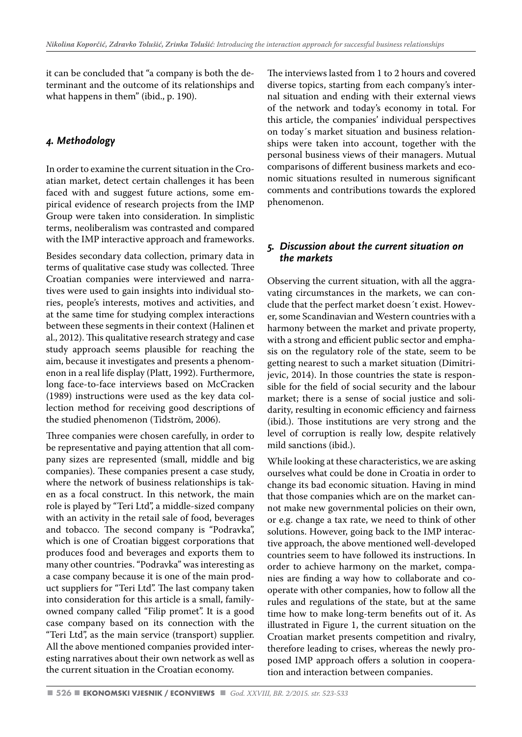it can be concluded that "a company is both the determinant and the outcome of its relationships and what happens in them" (ibid., p. 190).

## *4. Methodology*

In order to examine the current situation in the Croatian market, detect certain challenges it has been faced with and suggest future actions, some empirical evidence of research projects from the IMP Group were taken into consideration. In simplistic terms, neoliberalism was contrasted and compared with the IMP interactive approach and frameworks.

Besides secondary data collection, primary data in terms of qualitative case study was collected. Three Croatian companies were interviewed and narratives were used to gain insights into individual stories, people's interests, motives and activities, and at the same time for studying complex interactions between these segments in their context (Halinen et al., 2012). This qualitative research strategy and case study approach seems plausible for reaching the aim, because it investigates and presents a phenomenon in a real life display (Platt, 1992). Furthermore, long face-to-face interviews based on McCracken (1989) instructions were used as the key data collection method for receiving good descriptions of the studied phenomenon (Tidström, 2006).

Three companies were chosen carefully, in order to be representative and paying attention that all company sizes are represented (small, middle and big companies). These companies present a case study, where the network of business relationships is taken as a focal construct. In this network, the main role is played by "Teri Ltd", a middle-sized company with an activity in the retail sale of food, beverages and tobacco. The second company is "Podravka", which is one of Croatian biggest corporations that produces food and beverages and exports them to many other countries. "Podravka" was interesting as a case company because it is one of the main product suppliers for "Teri Ltd". The last company taken into consideration for this article is a small, family-owned company called "Filip promet". It is a good case company based on its connection with the "Teri Ltd", as the main service (transport) supplier. All the above mentioned companies provided interesting narratives about their own network as well as the current situation in the Croatian economy.

The interviews lasted from 1 to 2 hours and covered diverse topics, starting from each company's internal situation and ending with their external views of the network and today's economy in total. For this article, the companies' individual perspectives on today´s market situation and business relationships were taken into account, together with the personal business views of their managers. Mutual comparisons of different business markets and economic situations resulted in numerous significant comments and contributions towards the explored phenomenon.

## *5. Discussion about the current situation on the markets*

Observing the current situation, with all the aggravating circumstances in the markets, we can conclude that the perfect market doesn´t exist. However, some Scandinavian and Western countries with a harmony between the market and private property, with a strong and efficient public sector and emphasis on the regulatory role of the state, seem to be getting nearest to such a market situation (Dimitrijevic, 2014). In those countries the state is responsible for the field of social security and the labour market; there is a sense of social justice and solidarity, resulting in economic efficiency and fairness (ibid.). Those institutions are very strong and the level of corruption is really low, despite relatively mild sanctions (ibid.).

While looking at these characteristics, we are asking ourselves what could be done in Croatia in order to change its bad economic situation. Having in mind that those companies which are on the market cannot make new governmental policies on their own, or e.g. change a tax rate, we need to think of other solutions. However, going back to the IMP interactive approach, the above mentioned well-developed countries seem to have followed its instructions. In order to achieve harmony on the market, companies are finding a way how to collaborate and cooperate with other companies, how to follow all the rules and regulations of the state, but at the same time how to make long-term benefits out of it. As illustrated in Figure 1, the current situation on the Croatian market presents competition and rivalry, therefore leading to crises, whereas the newly proposed IMP approach offers a solution in cooperation and interaction between companies.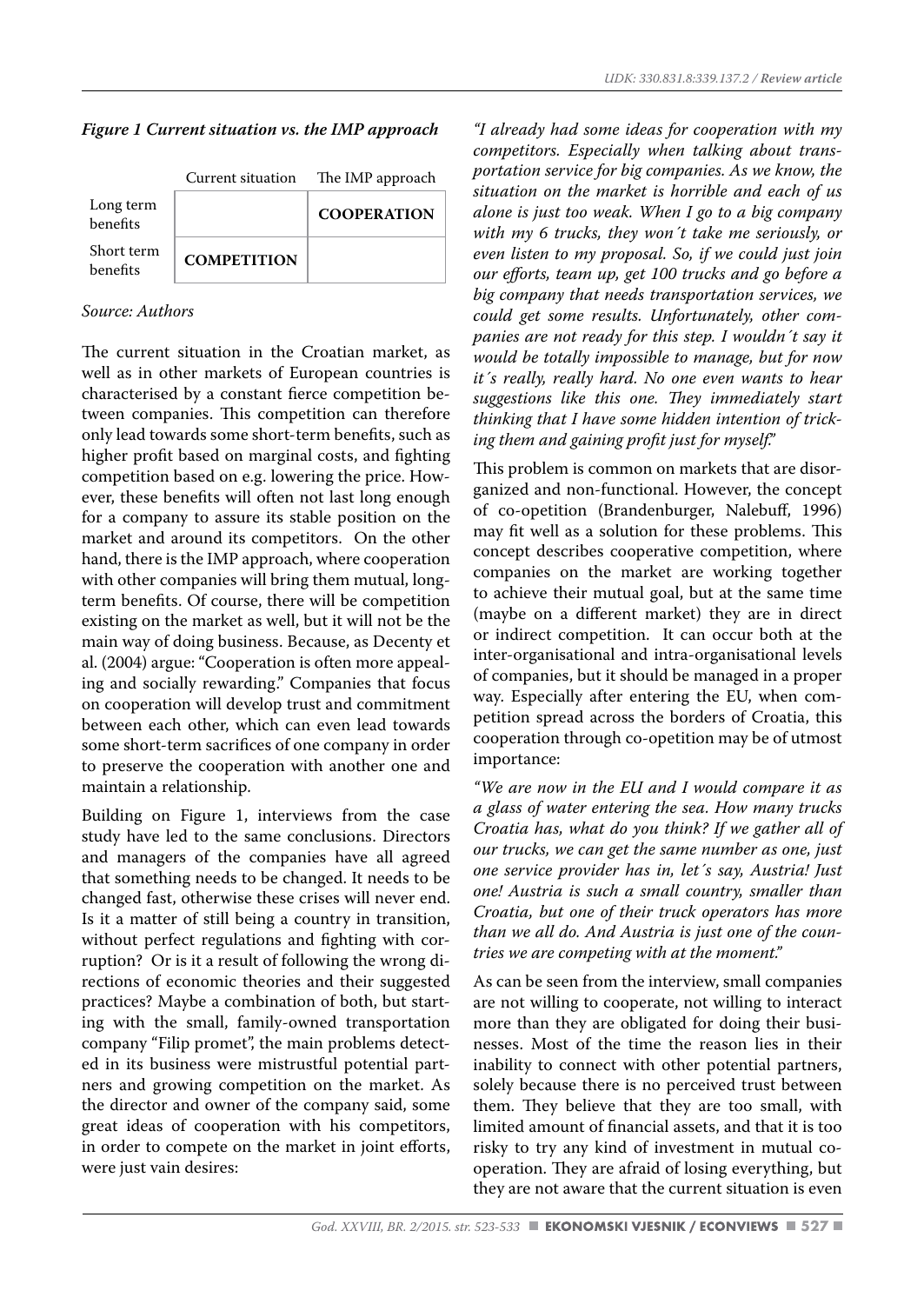***Figure 1 Current situation vs. the IMP approach***

| | Current situation | The IMP approach |
|---|---|---|
| Long term benefits | | **COOPERATION** |
| Short term benefits | **COMPETITION** | |

*Source: Authors*

The current situation in the Croatian market, as well as in other markets of European countries is characterised by a constant fierce competition between companies. This competition can therefore only lead towards some short-term benefits, such as higher profit based on marginal costs, and fighting competition based on e.g. lowering the price. However, these benefits will often not last long enough for a company to assure its stable position on the market and around its competitors. On the other hand, there is the IMP approach, where cooperation with other companies will bring them mutual, long-term benefits. Of course, there will be competition existing on the market as well, but it will not be the main way of doing business. Because, as Decenty et al. (2004) argue: "Cooperation is often more appealing and socially rewarding." Companies that focus on cooperation will develop trust and commitment between each other, which can even lead towards some short-term sacrifices of one company in order to preserve the cooperation with another one and maintain a relationship.

Building on Figure 1, interviews from the case study have led to the same conclusions. Directors and managers of the companies have all agreed that something needs to be changed. It needs to be changed fast, otherwise these crises will never end. Is it a matter of still being a country in transition, without perfect regulations and fighting with corruption? Or is it a result of following the wrong directions of economic theories and their suggested practices? Maybe a combination of both, but starting with the small, family-owned transportation company "Filip promet", the main problems detected in its business were mistrustful potential partners and growing competition on the market. As the director and owner of the company said, some great ideas of cooperation with his competitors, in order to compete on the market in joint efforts, were just vain desires:

*"I already had some ideas for cooperation with my competitors. Especially when talking about transportation service for big companies. As we know, the situation on the market is horrible and each of us alone is just too weak. When I go to a big company with my 6 trucks, they won´t take me seriously, or even listen to my proposal. So, if we could just join our efforts, team up, get 100 trucks and go before a big company that needs transportation services, we could get some results. Unfortunately, other companies are not ready for this step. I wouldn´t say it would be totally impossible to manage, but for now it´s really, really hard. No one even wants to hear suggestions like this one. They immediately start thinking that I have some hidden intention of tricking them and gaining profit just for myself."*

This problem is common on markets that are disorganized and non-functional. However, the concept of co-opetition (Brandenburger, Nalebuff, 1996) may fit well as a solution for these problems. This concept describes cooperative competition, where companies on the market are working together to achieve their mutual goal, but at the same time (maybe on a different market) they are in direct or indirect competition. It can occur both at the inter-organisational and intra-organisational levels of companies, but it should be managed in a proper way. Especially after entering the EU, when competition spread across the borders of Croatia, this cooperation through co-opetition may be of utmost importance:

*"We are now in the EU and I would compare it as a glass of water entering the sea. How many trucks Croatia has, what do you think? If we gather all of our trucks, we can get the same number as one, just one service provider has in, let´s say, Austria! Just one! Austria is such a small country, smaller than Croatia, but one of their truck operators has more than we all do. And Austria is just one of the countries we are competing with at the moment."*

As can be seen from the interview, small companies are not willing to cooperate, not willing to interact more than they are obligated for doing their businesses. Most of the time the reason lies in their inability to connect with other potential partners, solely because there is no perceived trust between them. They believe that they are too small, with limited amount of financial assets, and that it is too risky to try any kind of investment in mutual cooperation. They are afraid of losing everything, but they are not aware that the current situation is even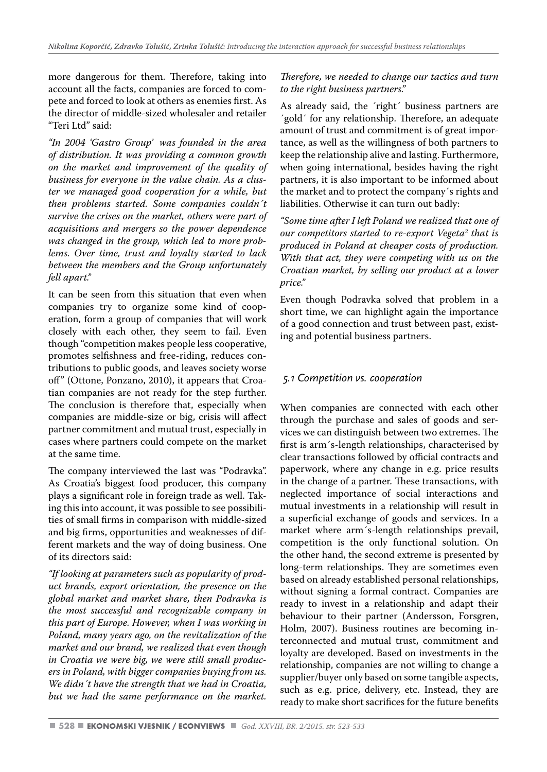more dangerous for them. Therefore, taking into account all the facts, companies are forced to compete and forced to look at others as enemies first. As the director of middle-sized wholesaler and retailer "Teri Ltd" said:

*"In 2004 'Gastro Group' was founded in the area of distribution. It was providing a common growth on the market and improvement of the quality of business for everyone in the value chain. As a cluster we managed good cooperation for a while, but then problems started. Some companies couldn´t survive the crises on the market, others were part of acquisitions and mergers so the power dependence was changed in the group, which led to more problems. Over time, trust and loyalty started to lack between the members and the Group unfortunately fell apart."*

It can be seen from this situation that even when companies try to organize some kind of cooperation, form a group of companies that will work closely with each other, they seem to fail. Even though "competition makes people less cooperative, promotes selfishness and free-riding, reduces contributions to public goods, and leaves society worse off" (Ottone, Ponzano, 2010), it appears that Croatian companies are not ready for the step further. The conclusion is therefore that, especially when companies are middle-size or big, crisis will affect partner commitment and mutual trust, especially in cases where partners could compete on the market at the same time.

The company interviewed the last was "Podravka". As Croatia's biggest food producer, this company plays a significant role in foreign trade as well. Taking this into account, it was possible to see possibilities of small firms in comparison with middle-sized and big firms, opportunities and weaknesses of different markets and the way of doing business. One of its directors said:

*"If looking at parameters such as popularity of product brands, export orientation, the presence on the global market and market share, then Podravka is the most successful and recognizable company in this part of Europe. However, when I was working in Poland, many years ago, on the revitalization of the market and our brand, we realized that even though in Croatia we were big, we were still small producers in Poland, with bigger companies buying from us. We didn´t have the strength that we had in Croatia, but we had the same performance on the market. Therefore, we needed to change our tactics and turn to the right business partners."*

As already said, the ´right´ business partners are ´gold´ for any relationship. Therefore, an adequate amount of trust and commitment is of great importance, as well as the willingness of both partners to keep the relationship alive and lasting. Furthermore, when going international, besides having the right partners, it is also important to be informed about the market and to protect the company´s rights and liabilities. Otherwise it can turn out badly:

*"Some time after I left Poland we realized that one of our competitors started to re-export Vegeta[2] that is produced in Poland at cheaper costs of production. With that act, they were competing with us on the Croatian market, by selling our product at a lower price."*

Even though Podravka solved that problem in a short time, we can highlight again the importance of a good connection and trust between past, existing and potential business partners.

### 5.1 Competition vs. cooperation

When companies are connected with each other through the purchase and sales of goods and services we can distinguish between two extremes. The first is arm´s-length relationships, characterised by clear transactions followed by official contracts and paperwork, where any change in e.g. price results in the change of a partner. These transactions, with neglected importance of social interactions and mutual investments in a relationship will result in a superficial exchange of goods and services. In a market where arm´s-length relationships prevail, competition is the only functional solution. On the other hand, the second extreme is presented by long-term relationships. They are sometimes even based on already established personal relationships, without signing a formal contract. Companies are ready to invest in a relationship and adapt their behaviour to their partner (Andersson, Forsgren, Holm, 2007). Business routines are becoming interconnected and mutual trust, commitment and loyalty are developed. Based on investments in the relationship, companies are not willing to change a supplier/buyer only based on some tangible aspects, such as e.g. price, delivery, etc. Instead, they are ready to make short sacrifices for the future benefits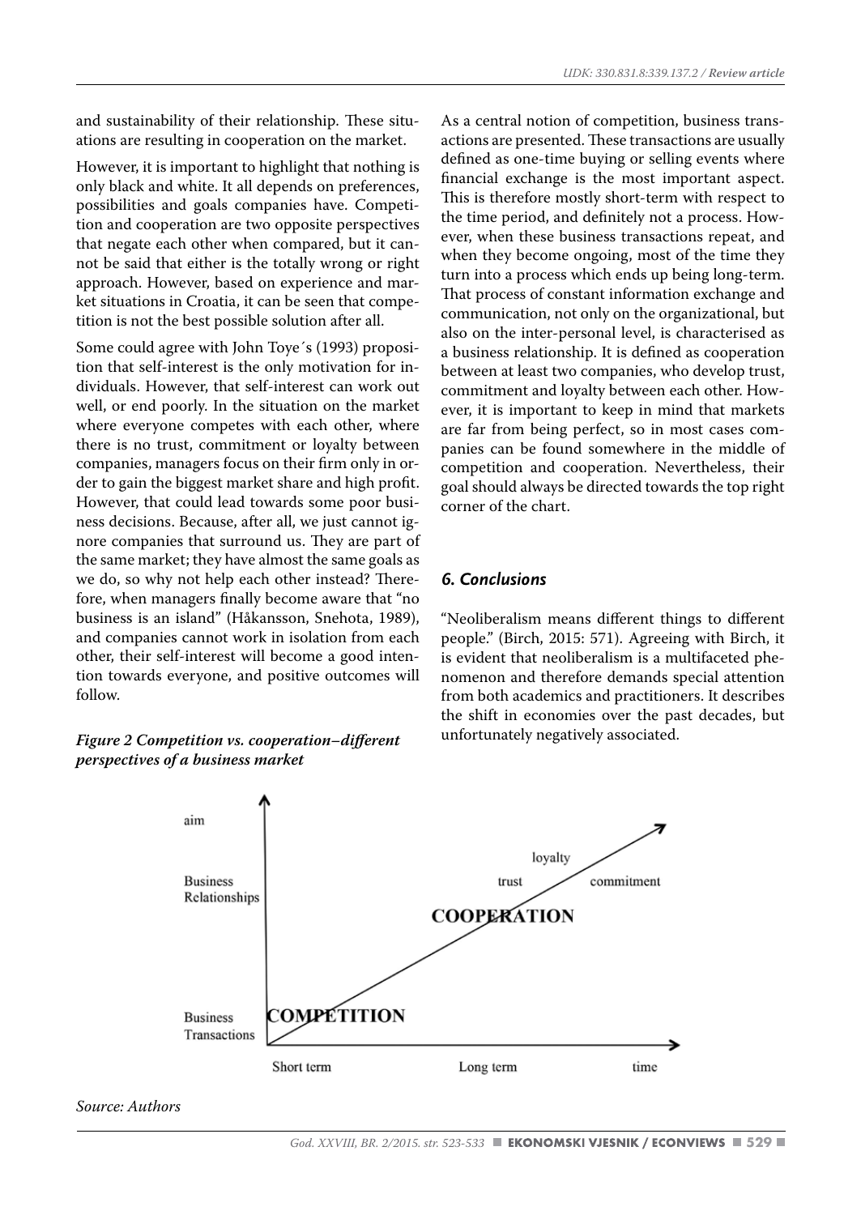and sustainability of their relationship. These situations are resulting in cooperation on the market.

However, it is important to highlight that nothing is only black and white. It all depends on preferences, possibilities and goals companies have. Competition and cooperation are two opposite perspectives that negate each other when compared, but it cannot be said that either is the totally wrong or right approach. However, based on experience and market situations in Croatia, it can be seen that competition is not the best possible solution after all.

Some could agree with John Toye´s (1993) proposition that self-interest is the only motivation for individuals. However, that self-interest can work out well, or end poorly. In the situation on the market where everyone competes with each other, where there is no trust, commitment or loyalty between companies, managers focus on their firm only in order to gain the biggest market share and high profit. However, that could lead towards some poor business decisions. Because, after all, we just cannot ignore companies that surround us. They are part of the same market; they have almost the same goals as we do, so why not help each other instead? Therefore, when managers finally become aware that "no business is an island" (Håkansson, Snehota, 1989), and companies cannot work in isolation from each other, their self-interest will become a good intention towards everyone, and positive outcomes will follow.

***Figure 2 Competition vs. cooperation–different perspectives of a business market***

*Source: Authors*

As a central notion of competition, business transactions are presented. These transactions are usually defined as one-time buying or selling events where financial exchange is the most important aspect. This is therefore mostly short-term with respect to the time period, and definitely not a process. However, when these business transactions repeat, and when they become ongoing, most of the time they turn into a process which ends up being long-term. That process of constant information exchange and communication, not only on the organizational, but also on the inter-personal level, is characterised as a business relationship. It is defined as cooperation between at least two companies, who develop trust, commitment and loyalty between each other. However, it is important to keep in mind that markets are far from being perfect, so in most cases companies can be found somewhere in the middle of competition and cooperation. Nevertheless, their goal should always be directed towards the top right corner of the chart.

## 6. Conclusions

"Neoliberalism means different things to different people." (Birch, 2015: 571). Agreeing with Birch, it is evident that neoliberalism is a multifaceted phenomenon and therefore demands special attention from both academics and practitioners. It describes the shift in economies over the past decades, but unfortunately negatively associated.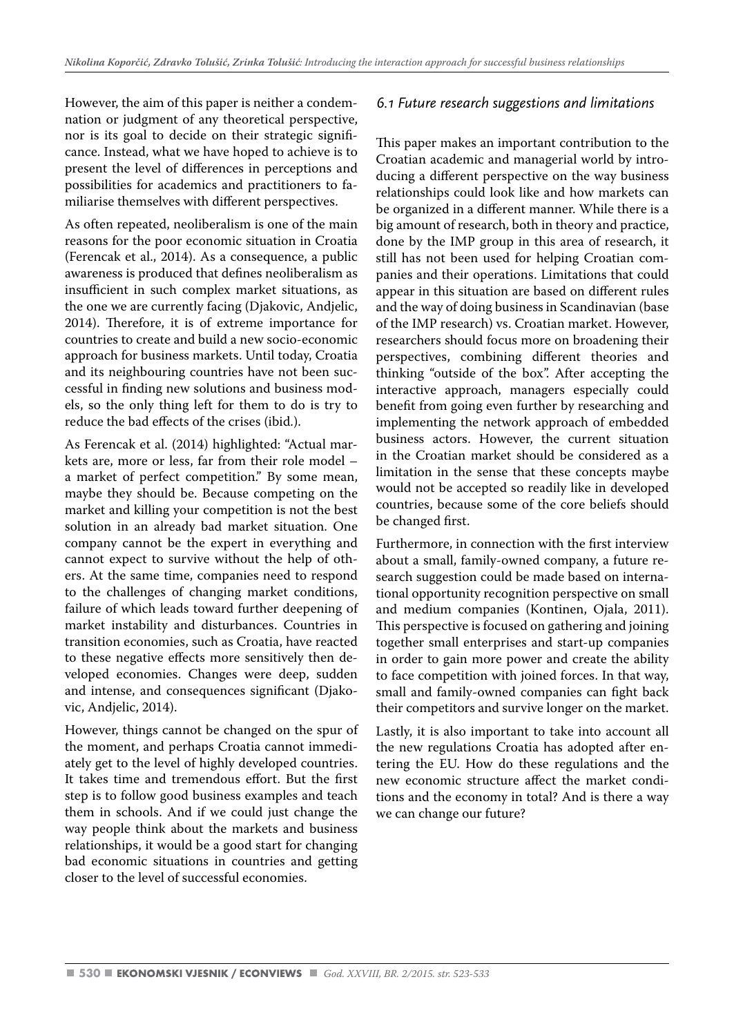However, the aim of this paper is neither a condemnation or judgment of any theoretical perspective, nor is its goal to decide on their strategic significance. Instead, what we have hoped to achieve is to present the level of differences in perceptions and possibilities for academics and practitioners to familiarise themselves with different perspectives.

As often repeated, neoliberalism is one of the main reasons for the poor economic situation in Croatia (Ferencak et al., 2014). As a consequence, a public awareness is produced that defines neoliberalism as insufficient in such complex market situations, as the one we are currently facing (Djakovic, Andjelic, 2014). Therefore, it is of extreme importance for countries to create and build a new socio-economic approach for business markets. Until today, Croatia and its neighbouring countries have not been successful in finding new solutions and business models, so the only thing left for them to do is try to reduce the bad effects of the crises (ibid.).

As Ferencak et al. (2014) highlighted: "Actual markets are, more or less, far from their role model – a market of perfect competition." By some mean, maybe they should be. Because competing on the market and killing your competition is not the best solution in an already bad market situation. One company cannot be the expert in everything and cannot expect to survive without the help of others. At the same time, companies need to respond to the challenges of changing market conditions, failure of which leads toward further deepening of market instability and disturbances. Countries in transition economies, such as Croatia, have reacted to these negative effects more sensitively then developed economies. Changes were deep, sudden and intense, and consequences significant (Djakovic, Andjelic, 2014).

However, things cannot be changed on the spur of the moment, and perhaps Croatia cannot immediately get to the level of highly developed countries. It takes time and tremendous effort. But the first step is to follow good business examples and teach them in schools. And if we could just change the way people think about the markets and business relationships, it would be a good start for changing bad economic situations in countries and getting closer to the level of successful economies.

### *6.1 Future research suggestions and limitations*

This paper makes an important contribution to the Croatian academic and managerial world by introducing a different perspective on the way business relationships could look like and how markets can be organized in a different manner. While there is a big amount of research, both in theory and practice, done by the IMP group in this area of research, it still has not been used for helping Croatian companies and their operations. Limitations that could appear in this situation are based on different rules and the way of doing business in Scandinavian (base of the IMP research) vs. Croatian market. However, researchers should focus more on broadening their perspectives, combining different theories and thinking "outside of the box". After accepting the interactive approach, managers especially could benefit from going even further by researching and implementing the network approach of embedded business actors. However, the current situation in the Croatian market should be considered as a limitation in the sense that these concepts maybe would not be accepted so readily like in developed countries, because some of the core beliefs should be changed first.

Furthermore, in connection with the first interview about a small, family-owned company, a future research suggestion could be made based on international opportunity recognition perspective on small and medium companies (Kontinen, Ojala, 2011). This perspective is focused on gathering and joining together small enterprises and start-up companies in order to gain more power and create the ability to face competition with joined forces. In that way, small and family-owned companies can fight back their competitors and survive longer on the market.

Lastly, it is also important to take into account all the new regulations Croatia has adopted after entering the EU. How do these regulations and the new economic structure affect the market conditions and the economy in total? And is there a way we can change our future?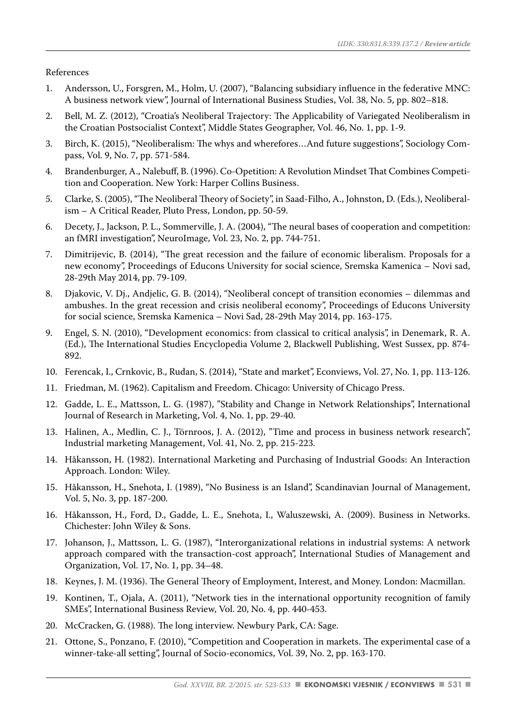References

1. Andersson, U., Forsgren, M., Holm, U. (2007), "Balancing subsidiary influence in the federative MNC: A business network view", Journal of International Business Studies, Vol. 38, No. 5, pp. 802–818.
2. Bell, M. Z. (2012), "Croatia's Neoliberal Trajectory: The Applicability of Variegated Neoliberalism in the Croatian Postsocialist Context", Middle States Geographer, Vol. 46, No. 1, pp. 1-9.
3. Birch, K. (2015), "Neoliberalism: The whys and wherefores…And future suggestions", Sociology Compass, Vol. 9, No. 7, pp. 571-584.
4. Brandenburger, A., Nalebuff, B. (1996). Co-Opetition: A Revolution Mindset That Combines Competition and Cooperation. New York: Harper Collins Business.
5. Clarke, S. (2005), "The Neoliberal Theory of Society", in Saad-Filho, A., Johnston, D. (Eds.), Neoliberalism – A Critical Reader, Pluto Press, London, pp. 50-59.
6. Decety, J., Jackson, P. L., Sommerville, J. A. (2004), "The neural bases of cooperation and competition: an fMRI investigation", NeuroImage, Vol. 23, No. 2, pp. 744-751.
7. Dimitrijevic, B. (2014), "The great recession and the failure of economic liberalism. Proposals for a new economy", Proceedings of Educons University for social science, Sremska Kamenica – Novi sad, 28-29th May 2014, pp. 79-109.
8. Djakovic, V. Dj., Andjelic, G. B. (2014), "Neoliberal concept of transition economies – dilemmas and ambushes. In the great recession and crisis neoliberal economy", Proceedings of Educons University for social science, Sremska Kamenica – Novi Sad, 28-29th May 2014, pp. 163-175.
9. Engel, S. N. (2010), "Development economics: from classical to critical analysis", in Denemark, R. A. (Ed.), The International Studies Encyclopedia Volume 2, Blackwell Publishing, West Sussex, pp. 874-892.
10. Ferencak, I., Crnkovic, B., Rudan, S. (2014), "State and market", Econviews, Vol. 27, No. 1, pp. 113-126.
11. Friedman, M. (1962). Capitalism and Freedom. Chicago: University of Chicago Press.
12. Gadde, L. E., Mattsson, L. G. (1987), "Stability and Change in Network Relationships", International Journal of Research in Marketing, Vol. 4, No. 1, pp. 29-40.
13. Halinen, A., Medlin, C. J., Törnroos, J. A. (2012), "Time and process in business network research", Industrial marketing Management, Vol. 41, No. 2, pp. 215-223.
14. Håkansson, H. (1982). International Marketing and Purchasing of Industrial Goods: An Interaction Approach. London: Wiley.
15. Håkansson, H., Snehota, I. (1989), "No Business is an Island", Scandinavian Journal of Management, Vol. 5, No. 3, pp. 187-200.
16. Håkansson, H., Ford, D., Gadde, L. E., Snehota, I., Waluszewski, A. (2009). Business in Networks. Chichester: John Wiley & Sons.
17. Johanson, J., Mattsson, L. G. (1987), "Interorganizational relations in industrial systems: A network approach compared with the transaction-cost approach", International Studies of Management and Organization, Vol. 17, No. 1, pp. 34–48.
18. Keynes, J. M. (1936). The General Theory of Employment, Interest, and Money. London: Macmillan.
19. Kontinen, T., Ojala, A. (2011), "Network ties in the international opportunity recognition of family SMEs", International Business Review, Vol. 20, No. 4, pp. 440-453.
20. McCracken, G. (1988). The long interview. Newbury Park, CA: Sage.
21. Ottone, S., Ponzano, F. (2010), "Competition and Cooperation in markets. The experimental case of a winner-take-all setting", Journal of Socio-economics, Vol. 39, No. 2, pp. 163-170.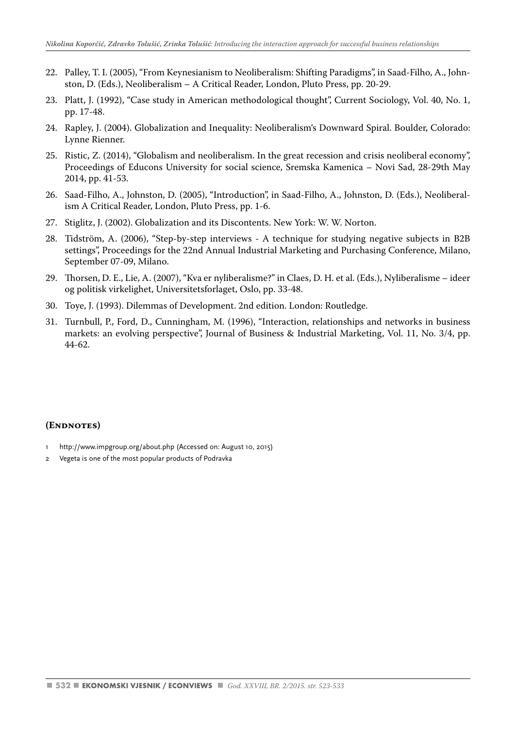22. Palley, T. I. (2005), "From Keynesianism to Neoliberalism: Shifting Paradigms", in Saad-Filho, A., Johnston, D. (Eds.), Neoliberalism – A Critical Reader, London, Pluto Press, pp. 20-29.
23. Platt, J. (1992), "Case study in American methodological thought", Current Sociology, Vol. 40, No. 1, pp. 17-48.
24. Rapley, J. (2004). Globalization and Inequality: Neoliberalism's Downward Spiral. Boulder, Colorado: Lynne Rienner.
25. Ristic, Z. (2014), "Globalism and neoliberalism. In the great recession and crisis neoliberal economy", Proceedings of Educons University for social science, Sremska Kamenica – Novi Sad, 28-29th May 2014, pp. 41-53.
26. Saad-Filho, A., Johnston, D. (2005), "Introduction", in Saad-Filho, A., Johnston, D. (Eds.), Neoliberalism A Critical Reader, London, Pluto Press, pp. 1-6.
27. Stiglitz, J. (2002). Globalization and its Discontents. New York: W. W. Norton.
28. Tidström, A. (2006), "Step-by-step interviews - A technique for studying negative subjects in B2B settings", Proceedings for the 22nd Annual Industrial Marketing and Purchasing Conference, Milano, September 07-09, Milano.
29. Thorsen, D. E., Lie, A. (2007), "Kva er nyliberalisme?" in Claes, D. H. et al. (Eds.), Nyliberalisme – ideer og politisk virkelighet, Universitetsforlaget, Oslo, pp. 33-48.
30. Toye, J. (1993). Dilemmas of Development. 2nd edition. London: Routledge.
31. Turnbull, P., Ford, D., Cunningham, M. (1996), "Interaction, relationships and networks in business markets: an evolving perspective", Journal of Business & Industrial Marketing, Vol. 11, No. 3/4, pp. 44-62.

## (Endnotes)

1 http://www.impgroup.org/about.php (Accessed on: August 10, 2015)

2 Vegeta is one of the most popular products of Podravka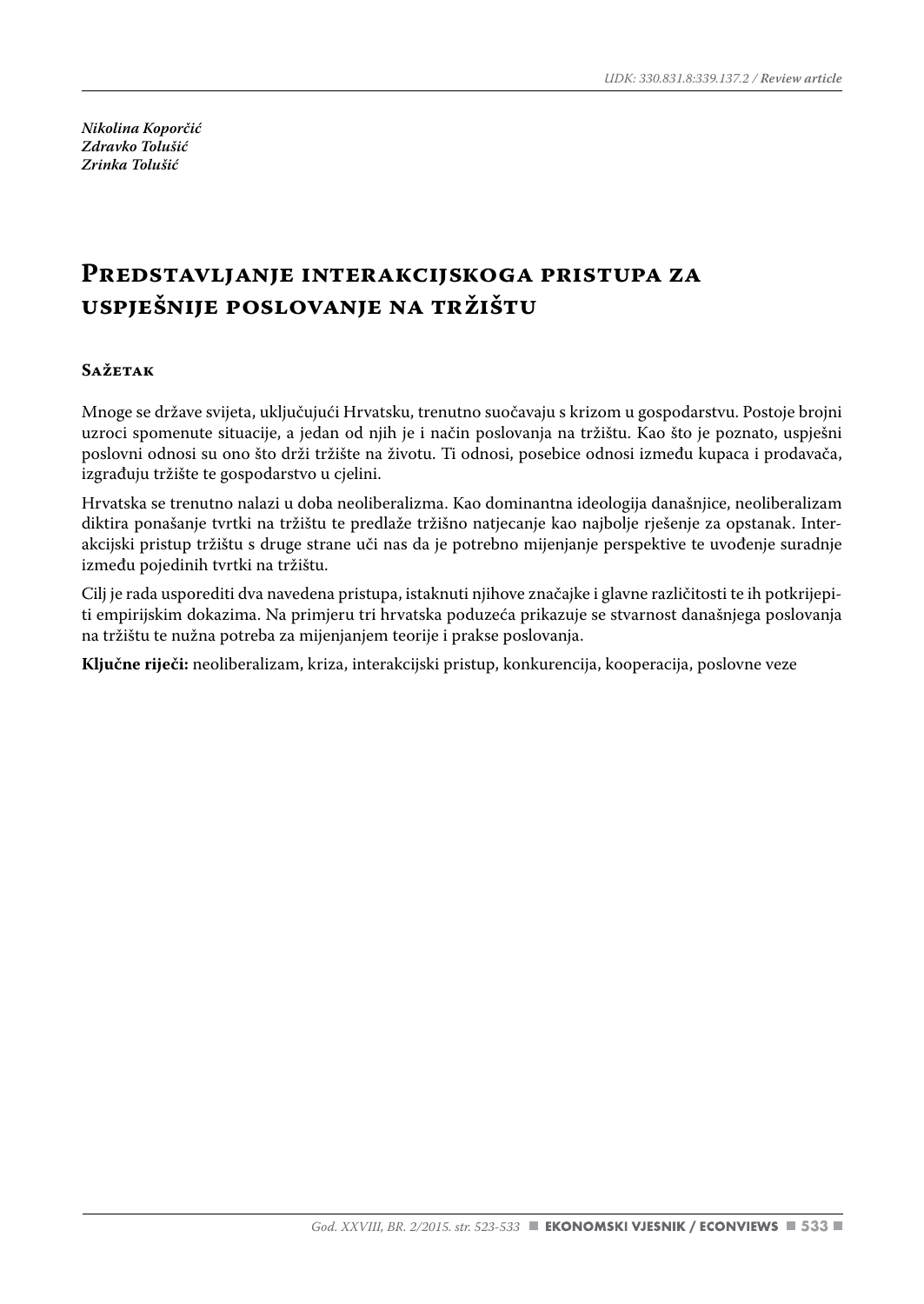Nikolina Koporčić
Zdravko Tolušić
Zrinka Tolušić

# Predstavljanje interakcijskoga pristupa za uspješnije poslovanje na tržištu

## Sažetak

Mnoge se države svijeta, uključujući Hrvatsku, trenutno suočavaju s krizom u gospodarstvu. Postoje brojni uzroci spomenute situacije, a jedan od njih je i način poslovanja na tržištu. Kao što je poznato, uspješni poslovni odnosi su ono što drži tržište na životu. Ti odnosi, posebice odnosi između kupaca i prodavača, izgrađuju tržište te gospodarstvo u cjelini.

Hrvatska se trenutno nalazi u doba neoliberalizma. Kao dominantna ideologija današnjice, neoliberalizam diktira ponašanje tvrtki na tržištu te predlaže tržišno natjecanje kao najbolje rješenje za opstanak. Interakcijski pristup tržištu s druge strane uči nas da je potrebno mijenjanje perspektive te uvođenje suradnje između pojedinih tvrtki na tržištu.

Cilj je rada usporediti dva navedena pristupa, istaknuti njihove značajke i glavne različitosti te ih potkrijepiti empirijskim dokazima. Na primjeru tri hrvatska poduzeća prikazuje se stvarnost današnjega poslovanja na tržištu te nužna potreba za mijenjanjem teorije i prakse poslovanja.

**Ključne riječi:** neoliberalizam, kriza, interakcijski pristup, konkurencija, kooperacija, poslovne veze